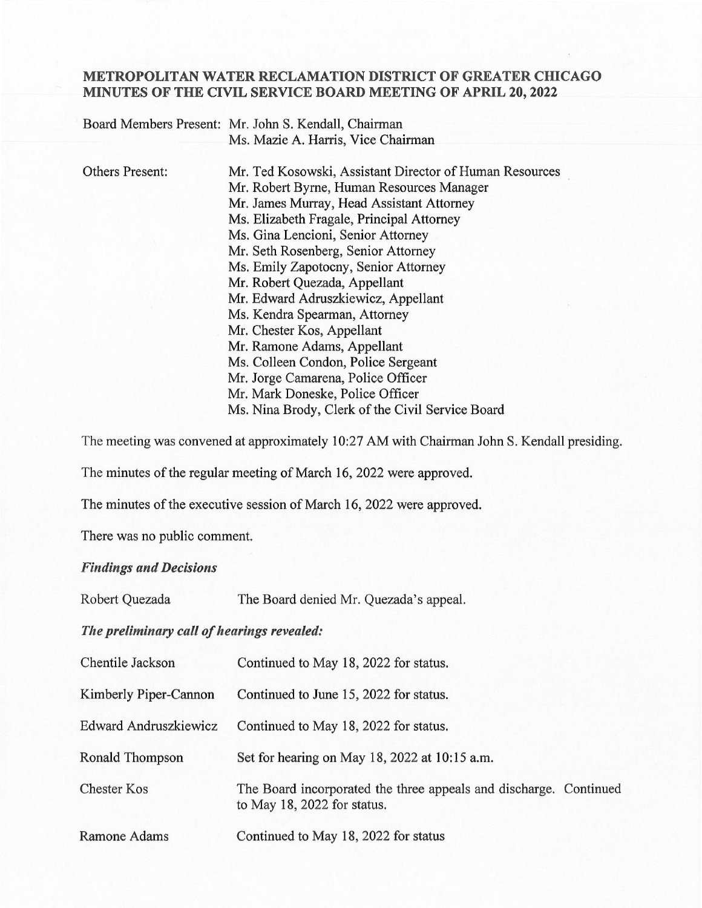# METROPOLITAN WATER RECLAMATION DISTRICT OF GREATER CHICAGO
# MINUTES OF THE CIVIL SERVICE BOARD MEETING OF APRIL 20, 2022

Board Members Present: Mr. John S. Kendall, Chairman
Ms. Mazie A. Harris, Vice Chairman

Others Present:
Mr. Ted Kosowski, Assistant Director of Human Resources
Mr. Robert Byrne, Human Resources Manager
Mr. James Murray, Head Assistant Attorney
Ms. Elizabeth Fragale, Principal Attorney
Ms. Gina Lencioni, Senior Attorney
Mr. Seth Rosenberg, Senior Attorney
Ms. Emily Zapotocny, Senior Attorney
Mr. Robert Quezada, Appellant
Mr. Edward Adruszkiewicz, Appellant
Ms. Kendra Spearman, Attorney
Mr. Chester Kos, Appellant
Mr. Ramone Adams, Appellant
Ms. Colleen Condon, Police Sergeant
Mr. Jorge Camarena, Police Officer
Mr. Mark Doneske, Police Officer
Ms. Nina Brody, Clerk of the Civil Service Board

The meeting was convened at approximately 10:27 AM with Chairman John S. Kendall presiding.

The minutes of the regular meeting of March 16, 2022 were approved.

The minutes of the executive session of March 16, 2022 were approved.

There was no public comment.

***Findings and Decisions***

| | |
|---|---|
| Robert Quezada | The Board denied Mr. Quezada's appeal. |

***The preliminary call of hearings revealed:***

| | |
|---|---|
| Chentile Jackson | Continued to May 18, 2022 for status. |
| Kimberly Piper-Cannon | Continued to June 15, 2022 for status. |
| Edward Andruszkiewicz | Continued to May 18, 2022 for status. |
| Ronald Thompson | Set for hearing on May 18, 2022 at 10:15 a.m. |
| Chester Kos | The Board incorporated the three appeals and discharge. Continued to May 18, 2022 for status. |
| Ramone Adams | Continued to May 18, 2022 for status |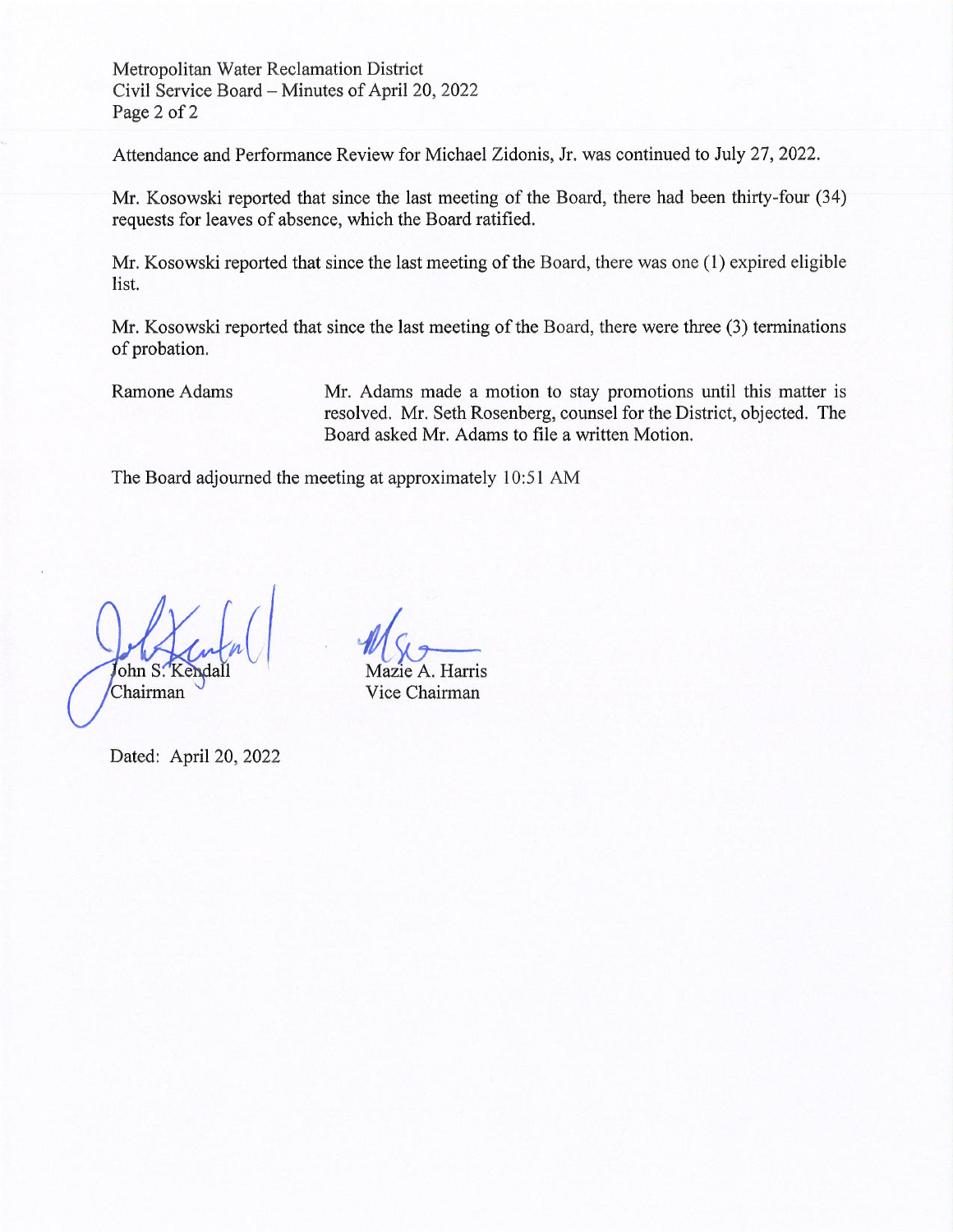Attendance and Performance Review for Michael Zidonis, Jr. was continued to July 27, 2022.

Mr. Kosowski reported that since the last meeting of the Board, there had been thirty-four (34) requests for leaves of absence, which the Board ratified.

Mr. Kosowski reported that since the last meeting of the Board, there was one (1) expired eligible list.

Mr. Kosowski reported that since the last meeting of the Board, there were three (3) terminations of probation.

| | |
|---|---|
| Ramone Adams | Mr. Adams made a motion to stay promotions until this matter is resolved. Mr. Seth Rosenberg, counsel for the District, objected. The Board asked Mr. Adams to file a written Motion. |

The Board adjourned the meeting at approximately 10:51 AM

John S. Kendall
Chairman

Mazie A. Harris
Vice Chairman

Dated: April 20, 2022